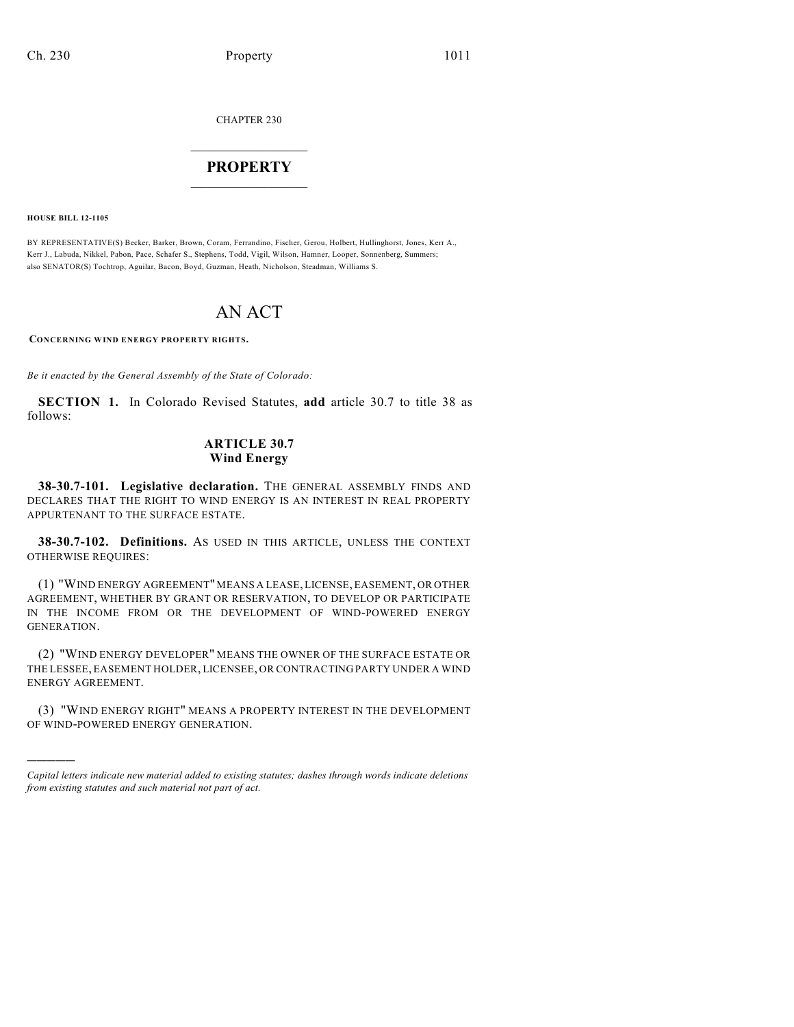CHAPTER 230

# PROPERTY

**HOUSE BILL 12-1105**

BY REPRESENTATIVE(S) Becker, Barker, Brown, Coram, Ferrandino, Fischer, Gerou, Holbert, Hullinghorst, Jones, Kerr A., Kerr J., Labuda, Nikkel, Pabon, Pace, Schafer S., Stephens, Todd, Vigil, Wilson, Hamner, Looper, Sonnenberg, Summers; also SENATOR(S) Tochtrop, Aguilar, Bacon, Boyd, Guzman, Heath, Nicholson, Steadman, Williams S.

# AN ACT

**CONCERNING WIND ENERGY PROPERTY RIGHTS.**

*Be it enacted by the General Assembly of the State of Colorado:*

**SECTION 1.** In Colorado Revised Statutes, **add** article 30.7 to title 38 as follows:

## ARTICLE 30.7
## Wind Energy

**38-30.7-101. Legislative declaration.** THE GENERAL ASSEMBLY FINDS AND DECLARES THAT THE RIGHT TO WIND ENERGY IS AN INTEREST IN REAL PROPERTY APPURTENANT TO THE SURFACE ESTATE.

**38-30.7-102. Definitions.** AS USED IN THIS ARTICLE, UNLESS THE CONTEXT OTHERWISE REQUIRES:

(1) "WIND ENERGY AGREEMENT" MEANS A LEASE, LICENSE, EASEMENT, OR OTHER AGREEMENT, WHETHER BY GRANT OR RESERVATION, TO DEVELOP OR PARTICIPATE IN THE INCOME FROM OR THE DEVELOPMENT OF WIND-POWERED ENERGY GENERATION.

(2) "WIND ENERGY DEVELOPER" MEANS THE OWNER OF THE SURFACE ESTATE OR THE LESSEE, EASEMENT HOLDER, LICENSEE, OR CONTRACTING PARTY UNDER A WIND ENERGY AGREEMENT.

(3) "WIND ENERGY RIGHT" MEANS A PROPERTY INTEREST IN THE DEVELOPMENT OF WIND-POWERED ENERGY GENERATION.

---

*Capital letters indicate new material added to existing statutes; dashes through words indicate deletions from existing statutes and such material not part of act.*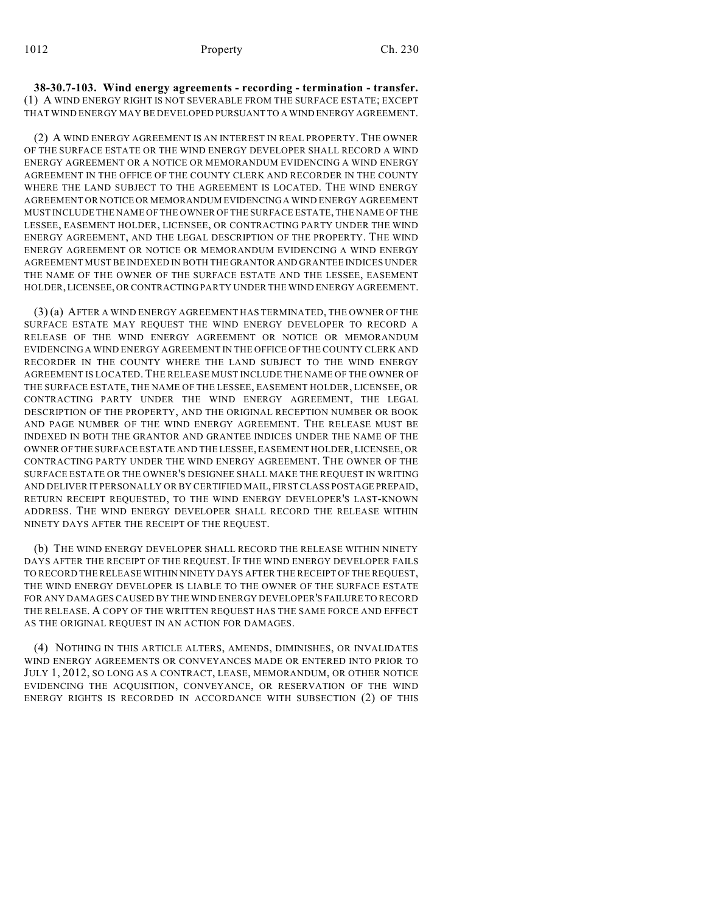**38-30.7-103. Wind energy agreements - recording - termination - transfer.** (1) A WIND ENERGY RIGHT IS NOT SEVERABLE FROM THE SURFACE ESTATE; EXCEPT THAT WIND ENERGY MAY BE DEVELOPED PURSUANT TO A WIND ENERGY AGREEMENT.

(2) A WIND ENERGY AGREEMENT IS AN INTEREST IN REAL PROPERTY. THE OWNER OF THE SURFACE ESTATE OR THE WIND ENERGY DEVELOPER SHALL RECORD A WIND ENERGY AGREEMENT OR A NOTICE OR MEMORANDUM EVIDENCING A WIND ENERGY AGREEMENT IN THE OFFICE OF THE COUNTY CLERK AND RECORDER IN THE COUNTY WHERE THE LAND SUBJECT TO THE AGREEMENT IS LOCATED. THE WIND ENERGY AGREEMENT OR NOTICE OR MEMORANDUM EVIDENCING A WIND ENERGY AGREEMENT MUST INCLUDE THE NAME OF THE OWNER OF THE SURFACE ESTATE, THE NAME OF THE LESSEE, EASEMENT HOLDER, LICENSEE, OR CONTRACTING PARTY UNDER THE WIND ENERGY AGREEMENT, AND THE LEGAL DESCRIPTION OF THE PROPERTY. THE WIND ENERGY AGREEMENT OR NOTICE OR MEMORANDUM EVIDENCING A WIND ENERGY AGREEMENT MUST BE INDEXED IN BOTH THE GRANTOR AND GRANTEE INDICES UNDER THE NAME OF THE OWNER OF THE SURFACE ESTATE AND THE LESSEE, EASEMENT HOLDER, LICENSEE, OR CONTRACTING PARTY UNDER THE WIND ENERGY AGREEMENT.

(3) (a) AFTER A WIND ENERGY AGREEMENT HAS TERMINATED, THE OWNER OF THE SURFACE ESTATE MAY REQUEST THE WIND ENERGY DEVELOPER TO RECORD A RELEASE OF THE WIND ENERGY AGREEMENT OR NOTICE OR MEMORANDUM EVIDENCING A WIND ENERGY AGREEMENT IN THE OFFICE OF THE COUNTY CLERK AND RECORDER IN THE COUNTY WHERE THE LAND SUBJECT TO THE WIND ENERGY AGREEMENT IS LOCATED. THE RELEASE MUST INCLUDE THE NAME OF THE OWNER OF THE SURFACE ESTATE, THE NAME OF THE LESSEE, EASEMENT HOLDER, LICENSEE, OR CONTRACTING PARTY UNDER THE WIND ENERGY AGREEMENT, THE LEGAL DESCRIPTION OF THE PROPERTY, AND THE ORIGINAL RECEPTION NUMBER OR BOOK AND PAGE NUMBER OF THE WIND ENERGY AGREEMENT. THE RELEASE MUST BE INDEXED IN BOTH THE GRANTOR AND GRANTEE INDICES UNDER THE NAME OF THE OWNER OF THE SURFACE ESTATE AND THE LESSEE, EASEMENT HOLDER, LICENSEE, OR CONTRACTING PARTY UNDER THE WIND ENERGY AGREEMENT. THE OWNER OF THE SURFACE ESTATE OR THE OWNER'S DESIGNEE SHALL MAKE THE REQUEST IN WRITING AND DELIVER IT PERSONALLY OR BY CERTIFIED MAIL, FIRST CLASS POSTAGE PREPAID, RETURN RECEIPT REQUESTED, TO THE WIND ENERGY DEVELOPER'S LAST-KNOWN ADDRESS. THE WIND ENERGY DEVELOPER SHALL RECORD THE RELEASE WITHIN NINETY DAYS AFTER THE RECEIPT OF THE REQUEST.

(b) THE WIND ENERGY DEVELOPER SHALL RECORD THE RELEASE WITHIN NINETY DAYS AFTER THE RECEIPT OF THE REQUEST. IF THE WIND ENERGY DEVELOPER FAILS TO RECORD THE RELEASE WITHIN NINETY DAYS AFTER THE RECEIPT OF THE REQUEST, THE WIND ENERGY DEVELOPER IS LIABLE TO THE OWNER OF THE SURFACE ESTATE FOR ANY DAMAGES CAUSED BY THE WIND ENERGY DEVELOPER'S FAILURE TO RECORD THE RELEASE. A COPY OF THE WRITTEN REQUEST HAS THE SAME FORCE AND EFFECT AS THE ORIGINAL REQUEST IN AN ACTION FOR DAMAGES.

(4) NOTHING IN THIS ARTICLE ALTERS, AMENDS, DIMINISHES, OR INVALIDATES WIND ENERGY AGREEMENTS OR CONVEYANCES MADE OR ENTERED INTO PRIOR TO JULY 1, 2012, SO LONG AS A CONTRACT, LEASE, MEMORANDUM, OR OTHER NOTICE EVIDENCING THE ACQUISITION, CONVEYANCE, OR RESERVATION OF THE WIND ENERGY RIGHTS IS RECORDED IN ACCORDANCE WITH SUBSECTION (2) OF THIS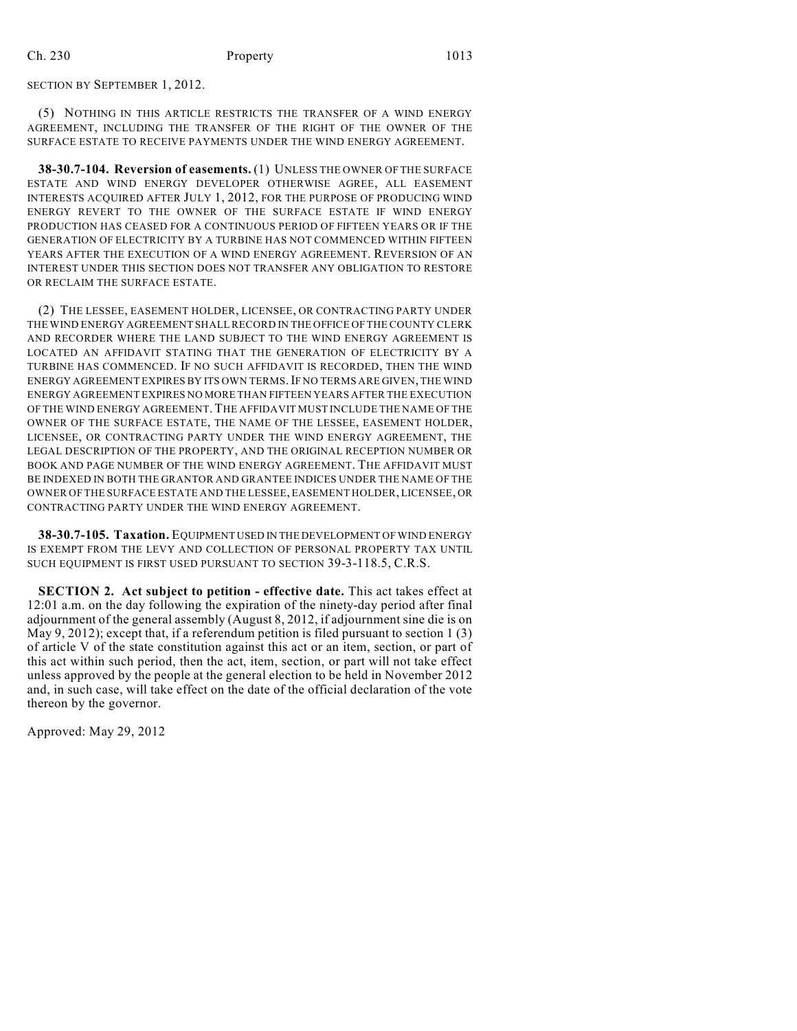SECTION BY SEPTEMBER 1, 2012.

(5) NOTHING IN THIS ARTICLE RESTRICTS THE TRANSFER OF A WIND ENERGY AGREEMENT, INCLUDING THE TRANSFER OF THE RIGHT OF THE OWNER OF THE SURFACE ESTATE TO RECEIVE PAYMENTS UNDER THE WIND ENERGY AGREEMENT.

**38-30.7-104. Reversion of easements.** (1) UNLESS THE OWNER OF THE SURFACE ESTATE AND WIND ENERGY DEVELOPER OTHERWISE AGREE, ALL EASEMENT INTERESTS ACQUIRED AFTER JULY 1, 2012, FOR THE PURPOSE OF PRODUCING WIND ENERGY REVERT TO THE OWNER OF THE SURFACE ESTATE IF WIND ENERGY PRODUCTION HAS CEASED FOR A CONTINUOUS PERIOD OF FIFTEEN YEARS OR IF THE GENERATION OF ELECTRICITY BY A TURBINE HAS NOT COMMENCED WITHIN FIFTEEN YEARS AFTER THE EXECUTION OF A WIND ENERGY AGREEMENT. REVERSION OF AN INTEREST UNDER THIS SECTION DOES NOT TRANSFER ANY OBLIGATION TO RESTORE OR RECLAIM THE SURFACE ESTATE.

(2) THE LESSEE, EASEMENT HOLDER, LICENSEE, OR CONTRACTING PARTY UNDER THE WIND ENERGY AGREEMENT SHALL RECORD IN THE OFFICE OF THE COUNTY CLERK AND RECORDER WHERE THE LAND SUBJECT TO THE WIND ENERGY AGREEMENT IS LOCATED AN AFFIDAVIT STATING THAT THE GENERATION OF ELECTRICITY BY A TURBINE HAS COMMENCED. IF NO SUCH AFFIDAVIT IS RECORDED, THEN THE WIND ENERGY AGREEMENT EXPIRES BY ITS OWN TERMS. IF NO TERMS ARE GIVEN, THE WIND ENERGY AGREEMENT EXPIRES NO MORE THAN FIFTEEN YEARS AFTER THE EXECUTION OF THE WIND ENERGY AGREEMENT. THE AFFIDAVIT MUST INCLUDE THE NAME OF THE OWNER OF THE SURFACE ESTATE, THE NAME OF THE LESSEE, EASEMENT HOLDER, LICENSEE, OR CONTRACTING PARTY UNDER THE WIND ENERGY AGREEMENT, THE LEGAL DESCRIPTION OF THE PROPERTY, AND THE ORIGINAL RECEPTION NUMBER OR BOOK AND PAGE NUMBER OF THE WIND ENERGY AGREEMENT. THE AFFIDAVIT MUST BE INDEXED IN BOTH THE GRANTOR AND GRANTEE INDICES UNDER THE NAME OF THE OWNER OF THE SURFACE ESTATE AND THE LESSEE, EASEMENT HOLDER, LICENSEE, OR CONTRACTING PARTY UNDER THE WIND ENERGY AGREEMENT.

**38-30.7-105. Taxation.** EQUIPMENT USED IN THE DEVELOPMENT OF WIND ENERGY IS EXEMPT FROM THE LEVY AND COLLECTION OF PERSONAL PROPERTY TAX UNTIL SUCH EQUIPMENT IS FIRST USED PURSUANT TO SECTION 39-3-118.5, C.R.S.

**SECTION 2. Act subject to petition - effective date.** This act takes effect at 12:01 a.m. on the day following the expiration of the ninety-day period after final adjournment of the general assembly (August 8, 2012, if adjournment sine die is on May 9, 2012); except that, if a referendum petition is filed pursuant to section 1 (3) of article V of the state constitution against this act or an item, section, or part of this act within such period, then the act, item, section, or part will not take effect unless approved by the people at the general election to be held in November 2012 and, in such case, will take effect on the date of the official declaration of the vote thereon by the governor.

Approved: May 29, 2012